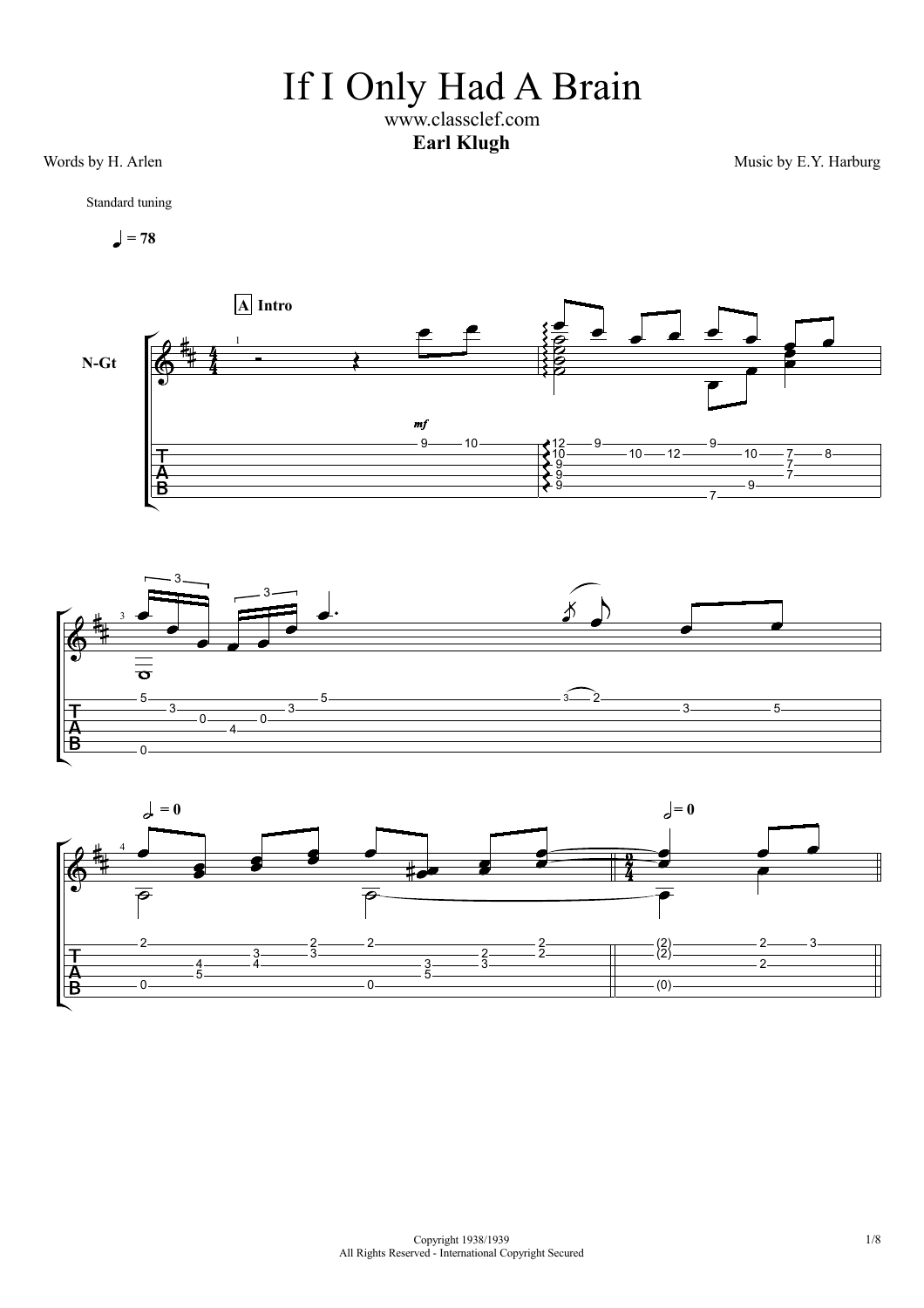# If I Only Had A Brain

www.classclef.com

**Earl Klugh**

Words by H. Arlen

Music by E.Y. Harburg

Standard tuning

♩ = 78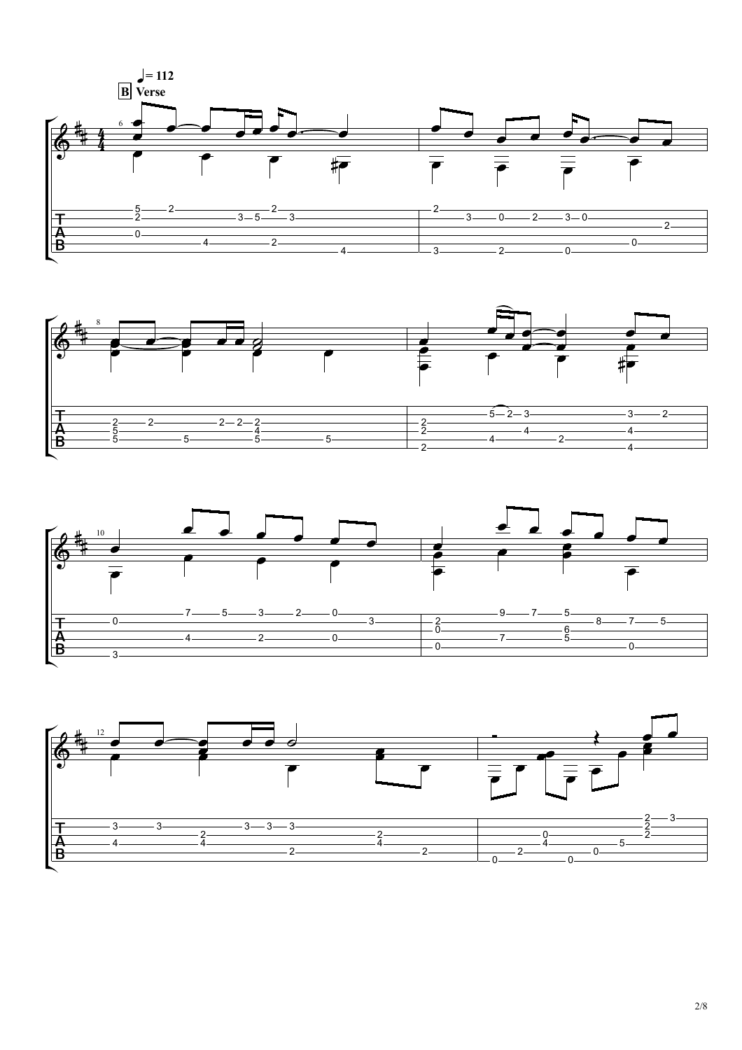♩= 112

**B** **Verse**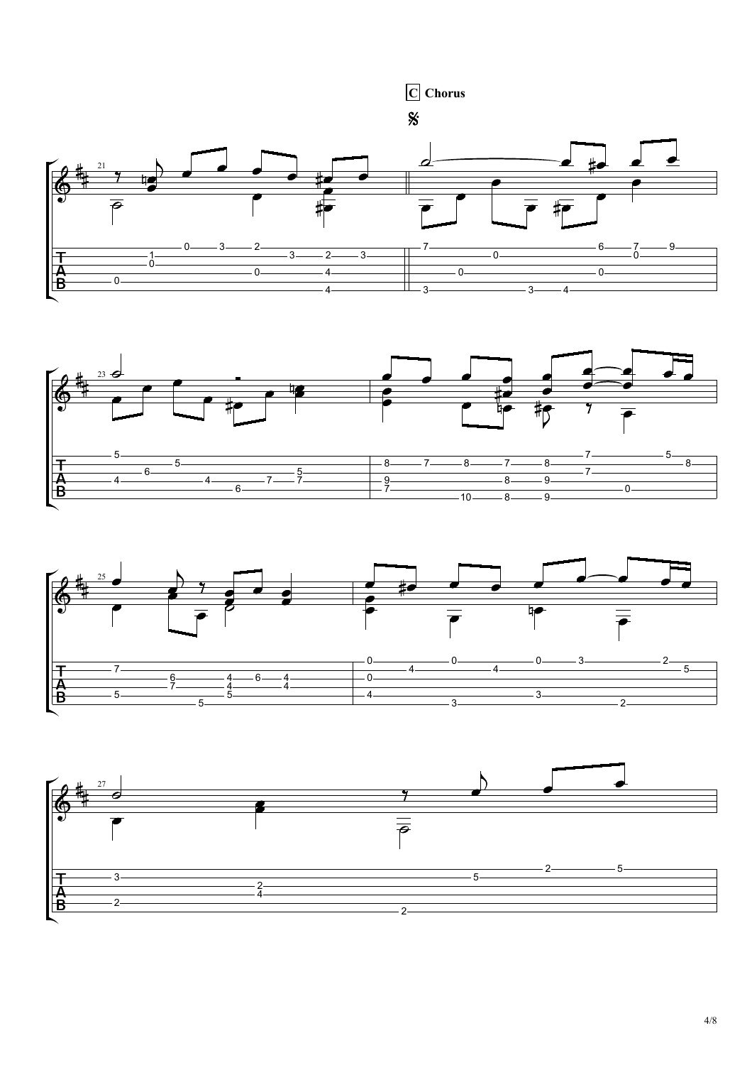C Chorus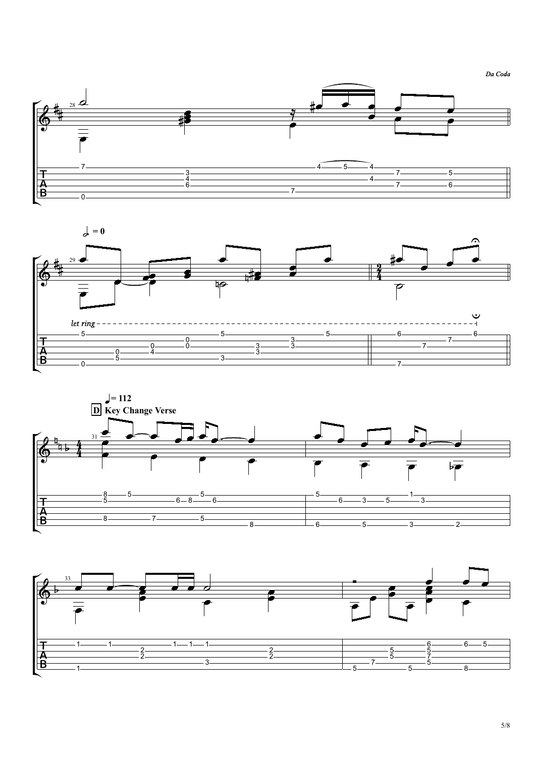*Da Coda*

𝅗𝅥 = 0

*let ring*

♩= 112

**D Key Change Verse**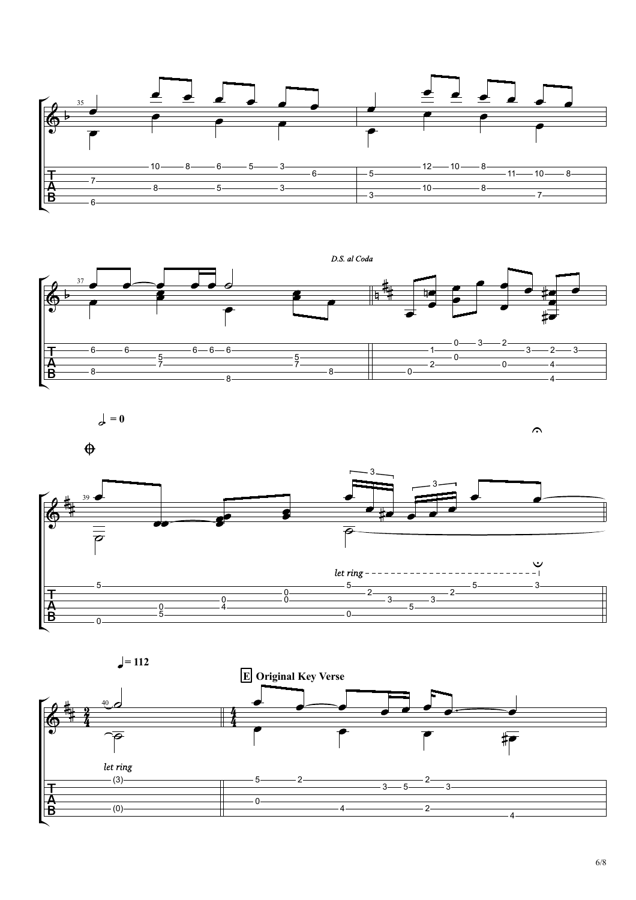*D.S. al Coda*

♩ = 0

𝄌

*let ring*

♩= 112

**E Original Key Verse**

*let ring*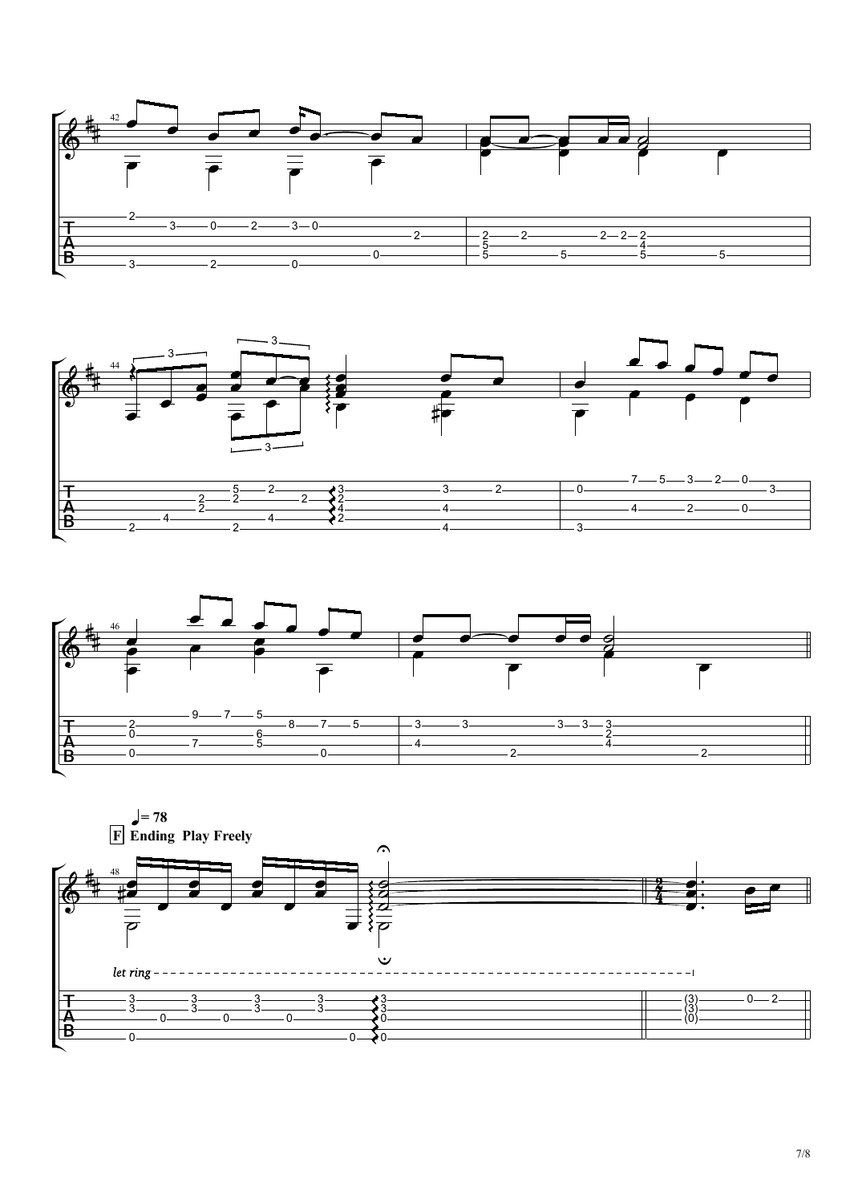♩= 78

**F** **Ending Play Freely**

*let ring*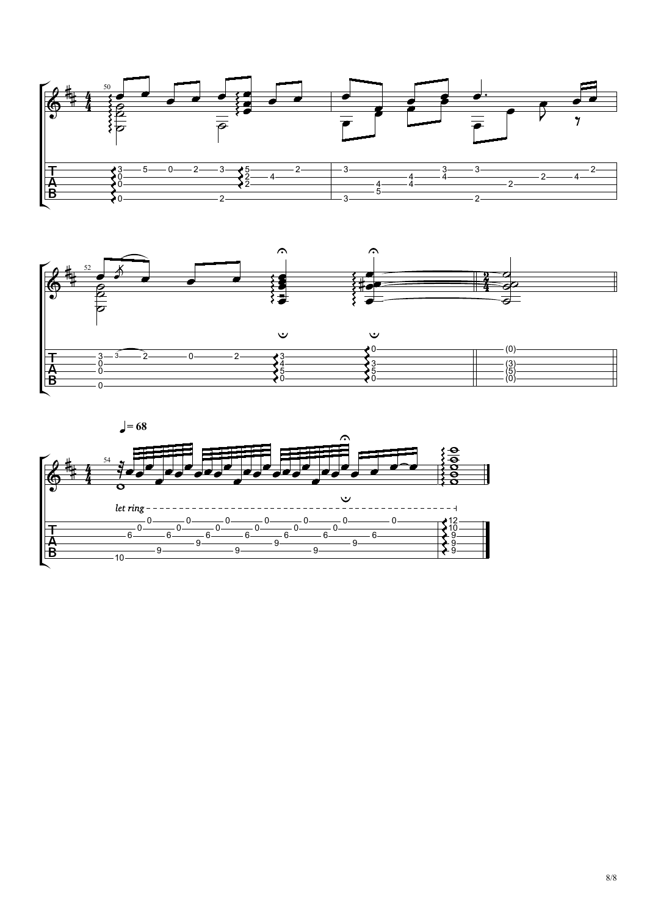♩= 68

*let ring*